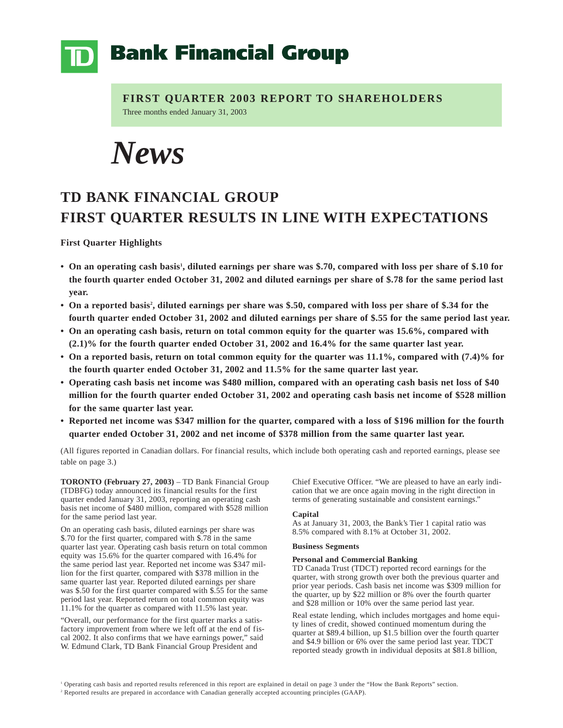# TD Bank Financial Group

**FIRST QUARTER 2003 REPORT TO SHAREHOLDERS**

Three months ended January 31, 2003

*News*

# TD BANK FINANCIAL GROUP FIRST QUARTER RESULTS IN LINE WITH EXPECTATIONS

**First Quarter Highlights**

- **On an operating cash basis[1], diluted earnings per share was $.70, compared with loss per share of $.10 for the fourth quarter ended October 31, 2002 and diluted earnings per share of $.78 for the same period last year.**
- **On a reported basis[2], diluted earnings per share was $.50, compared with loss per share of $.34 for the fourth quarter ended October 31, 2002 and diluted earnings per share of $.55 for the same period last year.**
- **On an operating cash basis, return on total common equity for the quarter was 15.6%, compared with (2.1)% for the fourth quarter ended October 31, 2002 and 16.4% for the same quarter last year.**
- **On a reported basis, return on total common equity for the quarter was 11.1%, compared with (7.4)% for the fourth quarter ended October 31, 2002 and 11.5% for the same quarter last year.**
- **Operating cash basis net income was $480 million, compared with an operating cash basis net loss of $40 million for the fourth quarter ended October 31, 2002 and operating cash basis net income of $528 million for the same quarter last year.**
- **Reported net income was $347 million for the quarter, compared with a loss of $196 million for the fourth quarter ended October 31, 2002 and net income of $378 million from the same quarter last year.**

(All figures reported in Canadian dollars. For financial results, which include both operating cash and reported earnings, please see table on page 3.)

**TORONTO (February 27, 2003)** – TD Bank Financial Group (TDBFG) today announced its financial results for the first quarter ended January 31, 2003, reporting an operating cash basis net income of $480 million, compared with $528 million for the same period last year.

On an operating cash basis, diluted earnings per share was $.70 for the first quarter, compared with $.78 in the same quarter last year. Operating cash basis return on total common equity was 15.6% for the quarter compared with 16.4% for the same period last year. Reported net income was $347 million for the first quarter, compared with $378 million in the same quarter last year. Reported diluted earnings per share was $.50 for the first quarter compared with $.55 for the same period last year. Reported return on total common equity was 11.1% for the quarter as compared with 11.5% last year.

"Overall, our performance for the first quarter marks a satisfactory improvement from where we left off at the end of fiscal 2002. It also confirms that we have earnings power," said W. Edmund Clark, TD Bank Financial Group President and Chief Executive Officer. "We are pleased to have an early indication that we are once again moving in the right direction in terms of generating sustainable and consistent earnings."

**Capital**

As at January 31, 2003, the Bank's Tier 1 capital ratio was 8.5% compared with 8.1% at October 31, 2002.

**Business Segments**

**Personal and Commercial Banking**

TD Canada Trust (TDCT) reported record earnings for the quarter, with strong growth over both the previous quarter and prior year periods. Cash basis net income was $309 million for the quarter, up by $22 million or 8% over the fourth quarter and $28 million or 10% over the same period last year.

Real estate lending, which includes mortgages and home equity lines of credit, showed continued momentum during the quarter at $89.4 billion, up $1.5 billion over the fourth quarter and $4.9 billion or 6% over the same period last year. TDCT reported steady growth in individual deposits at $81.8 billion,

[1] Operating cash basis and reported results referenced in this report are explained in detail on page 3 under the "How the Bank Reports" section.

[2] Reported results are prepared in accordance with Canadian generally accepted accounting principles (GAAP).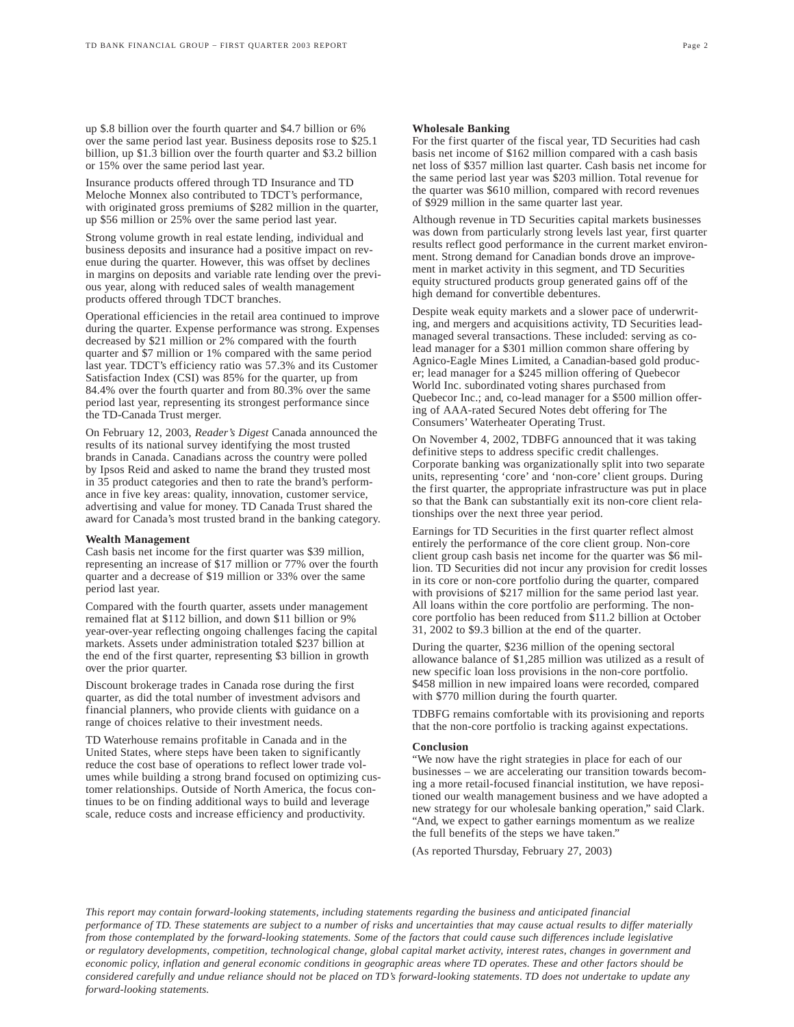up $.8 billion over the fourth quarter and $4.7 billion or 6% over the same period last year. Business deposits rose to $25.1 billion, up $1.3 billion over the fourth quarter and $3.2 billion or 15% over the same period last year.

Insurance products offered through TD Insurance and TD Meloche Monnex also contributed to TDCT's performance, with originated gross premiums of $282 million in the quarter, up $56 million or 25% over the same period last year.

Strong volume growth in real estate lending, individual and business deposits and insurance had a positive impact on revenue during the quarter. However, this was offset by declines in margins on deposits and variable rate lending over the previous year, along with reduced sales of wealth management products offered through TDCT branches.

Operational efficiencies in the retail area continued to improve during the quarter. Expense performance was strong. Expenses decreased by $21 million or 2% compared with the fourth quarter and $7 million or 1% compared with the same period last year. TDCT's efficiency ratio was 57.3% and its Customer Satisfaction Index (CSI) was 85% for the quarter, up from 84.4% over the fourth quarter and from 80.3% over the same period last year, representing its strongest performance since the TD-Canada Trust merger.

On February 12, 2003, *Reader's Digest* Canada announced the results of its national survey identifying the most trusted brands in Canada. Canadians across the country were polled by Ipsos Reid and asked to name the brand they trusted most in 35 product categories and then to rate the brand's performance in five key areas: quality, innovation, customer service, advertising and value for money. TD Canada Trust shared the award for Canada's most trusted brand in the banking category.

**Wealth Management**

Cash basis net income for the first quarter was $39 million, representing an increase of $17 million or 77% over the fourth quarter and a decrease of $19 million or 33% over the same period last year.

Compared with the fourth quarter, assets under management remained flat at $112 billion, and down $11 billion or 9% year-over-year reflecting ongoing challenges facing the capital markets. Assets under administration totaled $237 billion at the end of the first quarter, representing $3 billion in growth over the prior quarter.

Discount brokerage trades in Canada rose during the first quarter, as did the total number of investment advisors and financial planners, who provide clients with guidance on a range of choices relative to their investment needs.

TD Waterhouse remains profitable in Canada and in the United States, where steps have been taken to significantly reduce the cost base of operations to reflect lower trade volumes while building a strong brand focused on optimizing customer relationships. Outside of North America, the focus continues to be on finding additional ways to build and leverage scale, reduce costs and increase efficiency and productivity.

**Wholesale Banking**

For the first quarter of the fiscal year, TD Securities had cash basis net income of $162 million compared with a cash basis net loss of $357 million last quarter. Cash basis net income for the same period last year was $203 million. Total revenue for the quarter was $610 million, compared with record revenues of $929 million in the same quarter last year.

Although revenue in TD Securities capital markets businesses was down from particularly strong levels last year, first quarter results reflect good performance in the current market environment. Strong demand for Canadian bonds drove an improvement in market activity in this segment, and TD Securities equity structured products group generated gains off of the high demand for convertible debentures.

Despite weak equity markets and a slower pace of underwriting, and mergers and acquisitions activity, TD Securities lead-managed several transactions. These included: serving as co-lead manager for a $301 million common share offering by Agnico-Eagle Mines Limited, a Canadian-based gold producer; lead manager for a $245 million offering of Quebecor World Inc. subordinated voting shares purchased from Quebecor Inc.; and, co-lead manager for a $500 million offering of AAA-rated Secured Notes debt offering for The Consumers' Waterheater Operating Trust.

On November 4, 2002, TDBFG announced that it was taking definitive steps to address specific credit challenges. Corporate banking was organizationally split into two separate units, representing 'core' and 'non-core' client groups. During the first quarter, the appropriate infrastructure was put in place so that the Bank can substantially exit its non-core client relationships over the next three year period.

Earnings for TD Securities in the first quarter reflect almost entirely the performance of the core client group. Non-core client group cash basis net income for the quarter was $6 million. TD Securities did not incur any provision for credit losses in its core or non-core portfolio during the quarter, compared with provisions of $217 million for the same period last year. All loans within the core portfolio are performing. The non-core portfolio has been reduced from $11.2 billion at October 31, 2002 to $9.3 billion at the end of the quarter.

During the quarter, $236 million of the opening sectoral allowance balance of $1,285 million was utilized as a result of new specific loan loss provisions in the non-core portfolio. $458 million in new impaired loans were recorded, compared with $770 million during the fourth quarter.

TDBFG remains comfortable with its provisioning and reports that the non-core portfolio is tracking against expectations.

**Conclusion**

"We now have the right strategies in place for each of our businesses – we are accelerating our transition towards becoming a more retail-focused financial institution, we have repositioned our wealth management business and we have adopted a new strategy for our wholesale banking operation," said Clark. "And, we expect to gather earnings momentum as we realize the full benefits of the steps we have taken."

(As reported Thursday, February 27, 2003)

*This report may contain forward-looking statements, including statements regarding the business and anticipated financial performance of TD. These statements are subject to a number of risks and uncertainties that may cause actual results to differ materially from those contemplated by the forward-looking statements. Some of the factors that could cause such differences include legislative or regulatory developments, competition, technological change, global capital market activity, interest rates, changes in government and economic policy, inflation and general economic conditions in geographic areas where TD operates. These and other factors should be considered carefully and undue reliance should not be placed on TD's forward-looking statements. TD does not undertake to update any forward-looking statements.*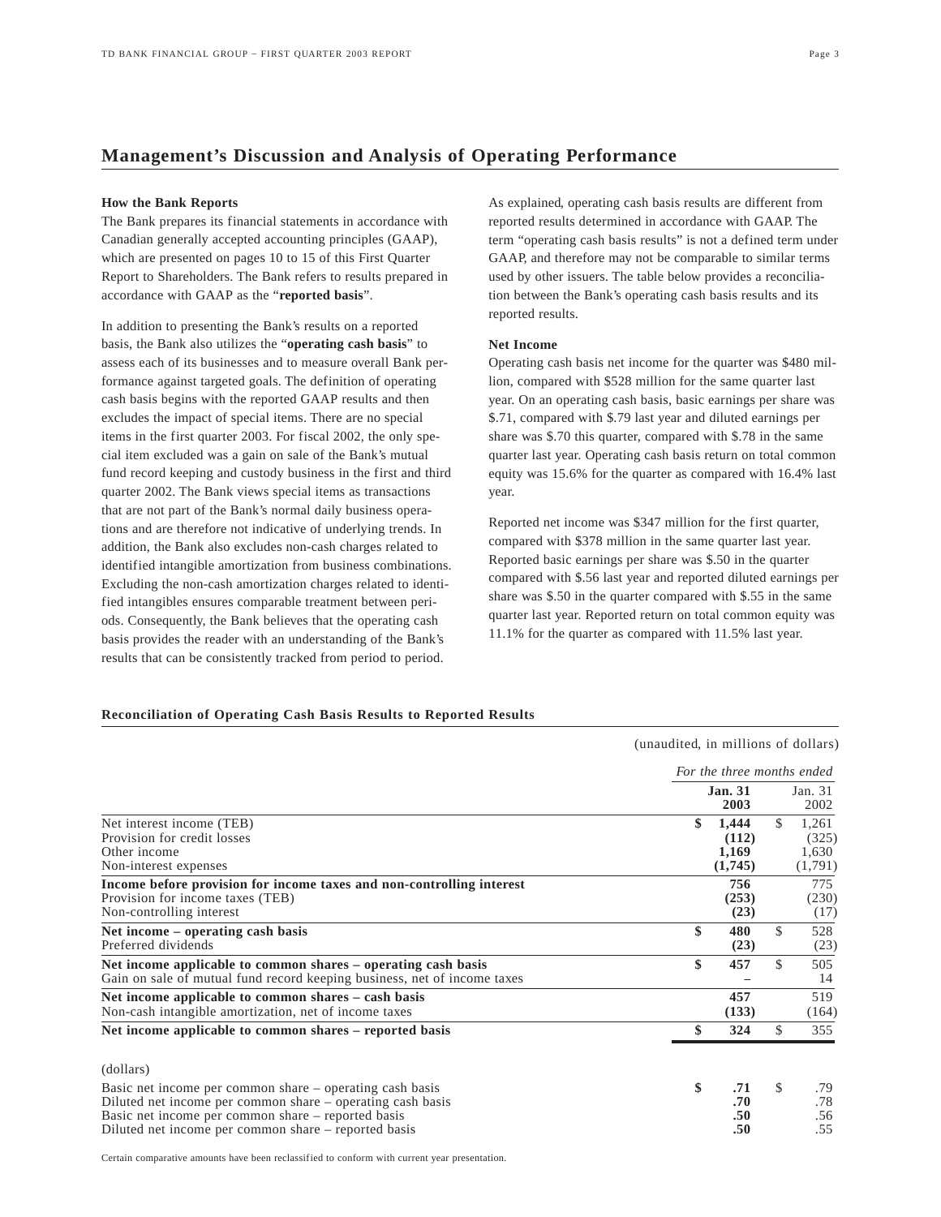## Management's Discussion and Analysis of Operating Performance

**How the Bank Reports**

The Bank prepares its financial statements in accordance with Canadian generally accepted accounting principles (GAAP), which are presented on pages 10 to 15 of this First Quarter Report to Shareholders. The Bank refers to results prepared in accordance with GAAP as the "**reported basis**".

In addition to presenting the Bank's results on a reported basis, the Bank also utilizes the "**operating cash basis**" to assess each of its businesses and to measure overall Bank performance against targeted goals. The definition of operating cash basis begins with the reported GAAP results and then excludes the impact of special items. There are no special items in the first quarter 2003. For fiscal 2002, the only special item excluded was a gain on sale of the Bank's mutual fund record keeping and custody business in the first and third quarter 2002. The Bank views special items as transactions that are not part of the Bank's normal daily business operations and are therefore not indicative of underlying trends. In addition, the Bank also excludes non-cash charges related to identified intangible amortization from business combinations. Excluding the non-cash amortization charges related to identified intangibles ensures comparable treatment between periods. Consequently, the Bank believes that the operating cash basis provides the reader with an understanding of the Bank's results that can be consistently tracked from period to period.

As explained, operating cash basis results are different from reported results determined in accordance with GAAP. The term "operating cash basis results" is not a defined term under GAAP, and therefore may not be comparable to similar terms used by other issuers. The table below provides a reconciliation between the Bank's operating cash basis results and its reported results.

**Net Income**

Operating cash basis net income for the quarter was $480 million, compared with $528 million for the same quarter last year. On an operating cash basis, basic earnings per share was $.71, compared with $.79 last year and diluted earnings per share was $.70 this quarter, compared with $.78 in the same quarter last year. Operating cash basis return on total common equity was 15.6% for the quarter as compared with 16.4% last year.

Reported net income was $347 million for the first quarter, compared with $378 million in the same quarter last year. Reported basic earnings per share was $.50 in the quarter compared with $.56 last year and reported diluted earnings per share was $.50 in the quarter compared with $.55 in the same quarter last year. Reported return on total common equity was 11.1% for the quarter as compared with 11.5% last year.

**Reconciliation of Operating Cash Basis Results to Reported Results**

(unaudited, in millions of dollars)

| | *For the three months ended* | |
|---|---|---|
| | **Jan. 31 2003** | Jan. 31 2002 |
| Net interest income (TEB) | **$ 1,444** | $ 1,261 |
| Provision for credit losses | **(112)** | (325) |
| Other income | **1,169** | 1,630 |
| Non-interest expenses | **(1,745)** | (1,791) |
| **Income before provision for income taxes and non-controlling interest** | **756** | 775 |
| Provision for income taxes (TEB) | **(253)** | (230) |
| Non-controlling interest | **(23)** | (17) |
| **Net income – operating cash basis** | **$ 480** | $ 528 |
| Preferred dividends | **(23)** | (23) |
| **Net income applicable to common shares – operating cash basis** | **$ 457** | $ 505 |
| Gain on sale of mutual fund record keeping business, net of income taxes | **–** | 14 |
| **Net income applicable to common shares – cash basis** | **457** | 519 |
| Non-cash intangible amortization, net of income taxes | **(133)** | (164) |
| **Net income applicable to common shares – reported basis** | **$ 324** | $ 355 |
| (dollars) | | |
| Basic net income per common share – operating cash basis | **$ .71** | $ .79 |
| Diluted net income per common share – operating cash basis | **.70** | .78 |
| Basic net income per common share – reported basis | **.50** | .56 |
| Diluted net income per common share – reported basis | **.50** | .55 |

Certain comparative amounts have been reclassified to conform with current year presentation.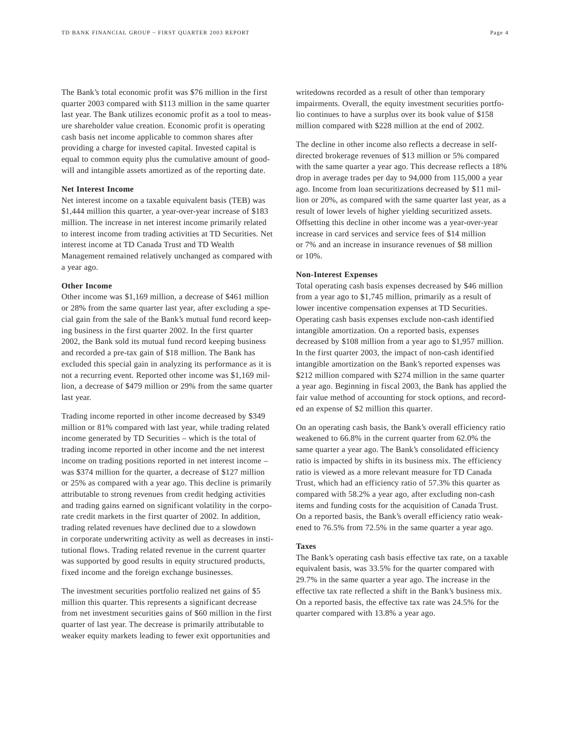The Bank's total economic profit was $76 million in the first quarter 2003 compared with $113 million in the same quarter last year. The Bank utilizes economic profit as a tool to measure shareholder value creation. Economic profit is operating cash basis net income applicable to common shares after providing a charge for invested capital. Invested capital is equal to common equity plus the cumulative amount of goodwill and intangible assets amortized as of the reporting date.

**Net Interest Income**

Net interest income on a taxable equivalent basis (TEB) was $1,444 million this quarter, a year-over-year increase of $183 million. The increase in net interest income primarily related to interest income from trading activities at TD Securities. Net interest income at TD Canada Trust and TD Wealth Management remained relatively unchanged as compared with a year ago.

**Other Income**

Other income was $1,169 million, a decrease of $461 million or 28% from the same quarter last year, after excluding a special gain from the sale of the Bank's mutual fund record keeping business in the first quarter 2002. In the first quarter 2002, the Bank sold its mutual fund record keeping business and recorded a pre-tax gain of $18 million. The Bank has excluded this special gain in analyzing its performance as it is not a recurring event. Reported other income was $1,169 million, a decrease of $479 million or 29% from the same quarter last year.

Trading income reported in other income decreased by $349 million or 81% compared with last year, while trading related income generated by TD Securities – which is the total of trading income reported in other income and the net interest income on trading positions reported in net interest income – was $374 million for the quarter, a decrease of $127 million or 25% as compared with a year ago. This decline is primarily attributable to strong revenues from credit hedging activities and trading gains earned on significant volatility in the corporate credit markets in the first quarter of 2002. In addition, trading related revenues have declined due to a slowdown in corporate underwriting activity as well as decreases in institutional flows. Trading related revenue in the current quarter was supported by good results in equity structured products, fixed income and the foreign exchange businesses.

The investment securities portfolio realized net gains of $5 million this quarter. This represents a significant decrease from net investment securities gains of $60 million in the first quarter of last year. The decrease is primarily attributable to weaker equity markets leading to fewer exit opportunities and writedowns recorded as a result of other than temporary impairments. Overall, the equity investment securities portfolio continues to have a surplus over its book value of $158 million compared with $228 million at the end of 2002.

The decline in other income also reflects a decrease in self-directed brokerage revenues of $13 million or 5% compared with the same quarter a year ago. This decrease reflects a 18% drop in average trades per day to 94,000 from 115,000 a year ago. Income from loan securitizations decreased by $11 million or 20%, as compared with the same quarter last year, as a result of lower levels of higher yielding securitized assets. Offsetting this decline in other income was a year-over-year increase in card services and service fees of $14 million or 7% and an increase in insurance revenues of $8 million or 10%.

**Non-Interest Expenses**

Total operating cash basis expenses decreased by $46 million from a year ago to $1,745 million, primarily as a result of lower incentive compensation expenses at TD Securities. Operating cash basis expenses exclude non-cash identified intangible amortization. On a reported basis, expenses decreased by $108 million from a year ago to $1,957 million. In the first quarter 2003, the impact of non-cash identified intangible amortization on the Bank's reported expenses was $212 million compared with $274 million in the same quarter a year ago. Beginning in fiscal 2003, the Bank has applied the fair value method of accounting for stock options, and recorded an expense of $2 million this quarter.

On an operating cash basis, the Bank's overall efficiency ratio weakened to 66.8% in the current quarter from 62.0% the same quarter a year ago. The Bank's consolidated efficiency ratio is impacted by shifts in its business mix. The efficiency ratio is viewed as a more relevant measure for TD Canada Trust, which had an efficiency ratio of 57.3% this quarter as compared with 58.2% a year ago, after excluding non-cash items and funding costs for the acquisition of Canada Trust. On a reported basis, the Bank's overall efficiency ratio weakened to 76.5% from 72.5% in the same quarter a year ago.

**Taxes**

The Bank's operating cash basis effective tax rate, on a taxable equivalent basis, was 33.5% for the quarter compared with 29.7% in the same quarter a year ago. The increase in the effective tax rate reflected a shift in the Bank's business mix. On a reported basis, the effective tax rate was 24.5% for the quarter compared with 13.8% a year ago.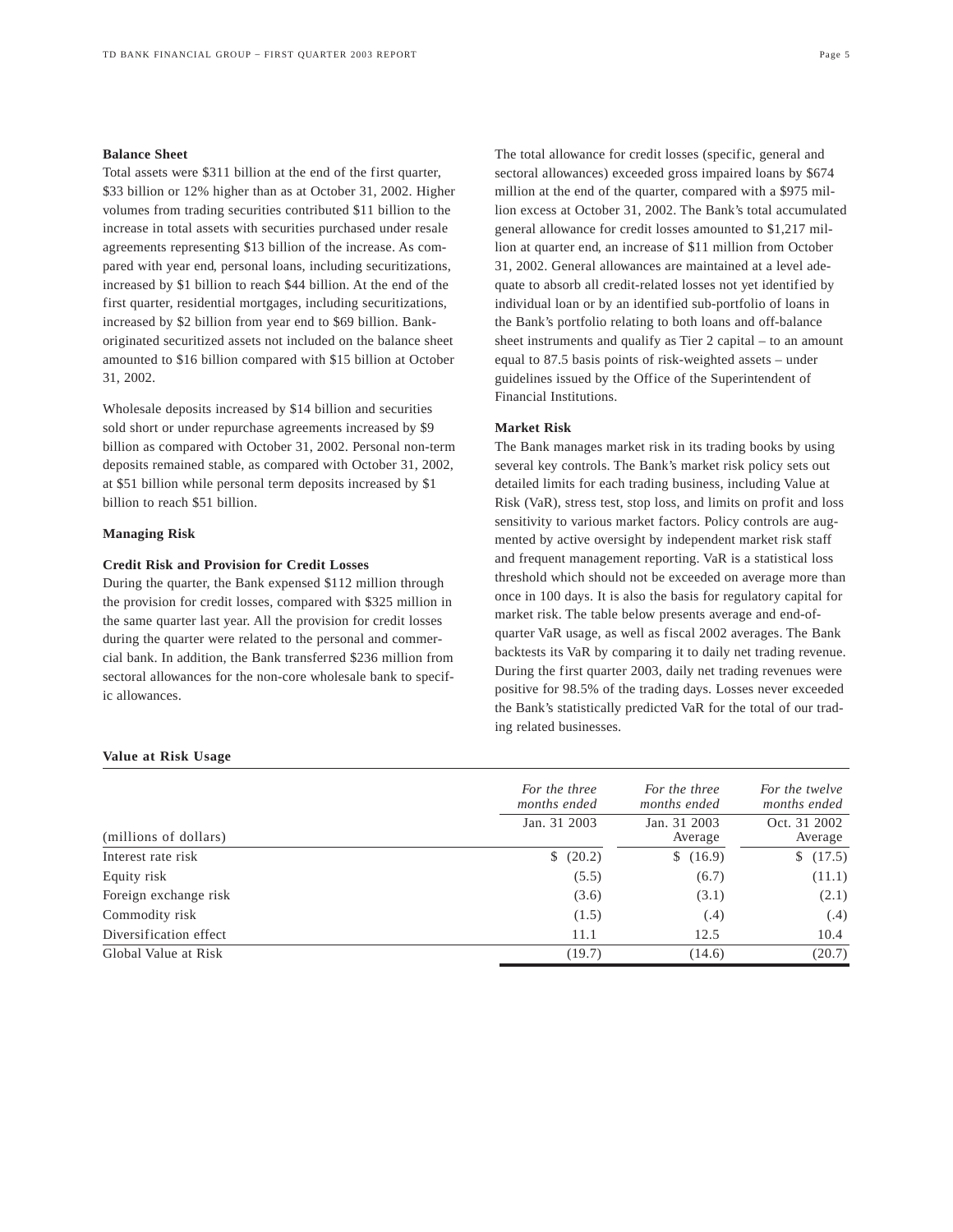**Balance Sheet**

Total assets were $311 billion at the end of the first quarter, $33 billion or 12% higher than as at October 31, 2002. Higher volumes from trading securities contributed $11 billion to the increase in total assets with securities purchased under resale agreements representing $13 billion of the increase. As compared with year end, personal loans, including securitizations, increased by $1 billion to reach $44 billion. At the end of the first quarter, residential mortgages, including securitizations, increased by $2 billion from year end to $69 billion. Bank-originated securitized assets not included on the balance sheet amounted to $16 billion compared with $15 billion at October 31, 2002.

Wholesale deposits increased by $14 billion and securities sold short or under repurchase agreements increased by $9 billion as compared with October 31, 2002. Personal non-term deposits remained stable, as compared with October 31, 2002, at $51 billion while personal term deposits increased by $1 billion to reach $51 billion.

**Managing Risk**

**Credit Risk and Provision for Credit Losses**

During the quarter, the Bank expensed $112 million through the provision for credit losses, compared with $325 million in the same quarter last year. All the provision for credit losses during the quarter were related to the personal and commercial bank. In addition, the Bank transferred $236 million from sectoral allowances for the non-core wholesale bank to specific allowances.

The total allowance for credit losses (specific, general and sectoral allowances) exceeded gross impaired loans by $674 million at the end of the quarter, compared with a $975 million excess at October 31, 2002. The Bank's total accumulated general allowance for credit losses amounted to $1,217 million at quarter end, an increase of $11 million from October 31, 2002. General allowances are maintained at a level adequate to absorb all credit-related losses not yet identified by individual loan or by an identified sub-portfolio of loans in the Bank's portfolio relating to both loans and off-balance sheet instruments and qualify as Tier 2 capital – to an amount equal to 87.5 basis points of risk-weighted assets – under guidelines issued by the Office of the Superintendent of Financial Institutions.

**Market Risk**

The Bank manages market risk in its trading books by using several key controls. The Bank's market risk policy sets out detailed limits for each trading business, including Value at Risk (VaR), stress test, stop loss, and limits on profit and loss sensitivity to various market factors. Policy controls are augmented by active oversight by independent market risk staff and frequent management reporting. VaR is a statistical loss threshold which should not be exceeded on average more than once in 100 days. It is also the basis for regulatory capital for market risk. The table below presents average and end-of-quarter VaR usage, as well as fiscal 2002 averages. The Bank backtests its VaR by comparing it to daily net trading revenue. During the first quarter 2003, daily net trading revenues were positive for 98.5% of the trading days. Losses never exceeded the Bank's statistically predicted VaR for the total of our trading related businesses.

**Value at Risk Usage**

| (millions of dollars) | *For the three months ended* Jan. 31 2003 | *For the three months ended* Jan. 31 2003 Average | *For the twelve months ended* Oct. 31 2002 Average |
|---|---|---|---|
| Interest rate risk | $ (20.2) | $ (16.9) | $ (17.5) |
| Equity risk | (5.5) | (6.7) | (11.1) |
| Foreign exchange risk | (3.6) | (3.1) | (2.1) |
| Commodity risk | (1.5) | (.4) | (.4) |
| Diversification effect | 11.1 | 12.5 | 10.4 |
| Global Value at Risk | (19.7) | (14.6) | (20.7) |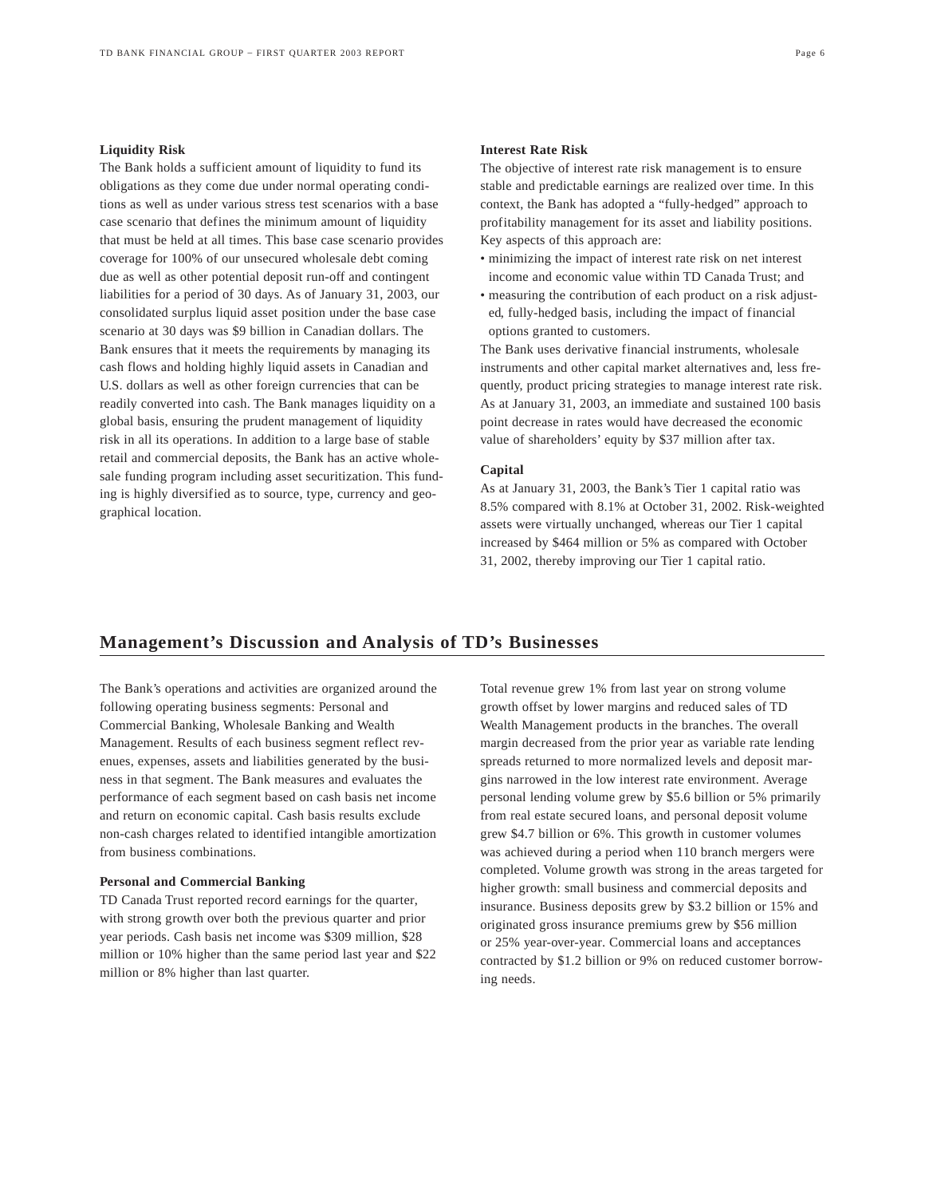### Liquidity Risk

The Bank holds a sufficient amount of liquidity to fund its obligations as they come due under normal operating conditions as well as under various stress test scenarios with a base case scenario that defines the minimum amount of liquidity that must be held at all times. This base case scenario provides coverage for 100% of our unsecured wholesale debt coming due as well as other potential deposit run-off and contingent liabilities for a period of 30 days. As of January 31, 2003, our consolidated surplus liquid asset position under the base case scenario at 30 days was $9 billion in Canadian dollars. The Bank ensures that it meets the requirements by managing its cash flows and holding highly liquid assets in Canadian and U.S. dollars as well as other foreign currencies that can be readily converted into cash. The Bank manages liquidity on a global basis, ensuring the prudent management of liquidity risk in all its operations. In addition to a large base of stable retail and commercial deposits, the Bank has an active wholesale funding program including asset securitization. This funding is highly diversified as to source, type, currency and geographical location.

### Interest Rate Risk

The objective of interest rate risk management is to ensure stable and predictable earnings are realized over time. In this context, the Bank has adopted a "fully-hedged" approach to profitability management for its asset and liability positions. Key aspects of this approach are:

- minimizing the impact of interest rate risk on net interest income and economic value within TD Canada Trust; and
- measuring the contribution of each product on a risk adjusted, fully-hedged basis, including the impact of financial options granted to customers.

The Bank uses derivative financial instruments, wholesale instruments and other capital market alternatives and, less frequently, product pricing strategies to manage interest rate risk. As at January 31, 2003, an immediate and sustained 100 basis point decrease in rates would have decreased the economic value of shareholders' equity by $37 million after tax.

### Capital

As at January 31, 2003, the Bank's Tier 1 capital ratio was 8.5% compared with 8.1% at October 31, 2002. Risk-weighted assets were virtually unchanged, whereas our Tier 1 capital increased by $464 million or 5% as compared with October 31, 2002, thereby improving our Tier 1 capital ratio.

## Management's Discussion and Analysis of TD's Businesses

The Bank's operations and activities are organized around the following operating business segments: Personal and Commercial Banking, Wholesale Banking and Wealth Management. Results of each business segment reflect revenues, expenses, assets and liabilities generated by the business in that segment. The Bank measures and evaluates the performance of each segment based on cash basis net income and return on economic capital. Cash basis results exclude non-cash charges related to identified intangible amortization from business combinations.

### Personal and Commercial Banking

TD Canada Trust reported record earnings for the quarter, with strong growth over both the previous quarter and prior year periods. Cash basis net income was $309 million, $28 million or 10% higher than the same period last year and $22 million or 8% higher than last quarter.

Total revenue grew 1% from last year on strong volume growth offset by lower margins and reduced sales of TD Wealth Management products in the branches. The overall margin decreased from the prior year as variable rate lending spreads returned to more normalized levels and deposit margins narrowed in the low interest rate environment. Average personal lending volume grew by $5.6 billion or 5% primarily from real estate secured loans, and personal deposit volume grew $4.7 billion or 6%. This growth in customer volumes was achieved during a period when 110 branch mergers were completed. Volume growth was strong in the areas targeted for higher growth: small business and commercial deposits and insurance. Business deposits grew by $3.2 billion or 15% and originated gross insurance premiums grew by $56 million or 25% year-over-year. Commercial loans and acceptances contracted by $1.2 billion or 9% on reduced customer borrowing needs.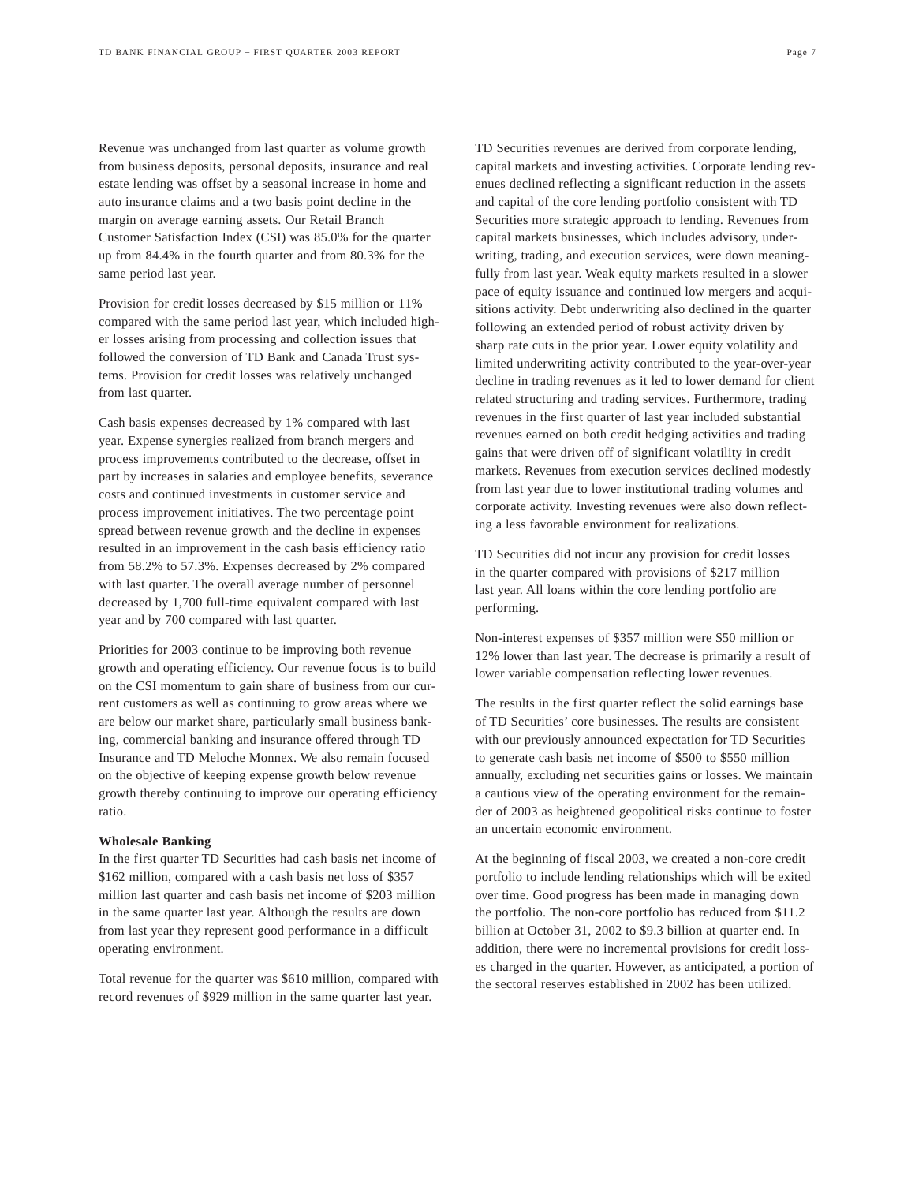Revenue was unchanged from last quarter as volume growth from business deposits, personal deposits, insurance and real estate lending was offset by a seasonal increase in home and auto insurance claims and a two basis point decline in the margin on average earning assets. Our Retail Branch Customer Satisfaction Index (CSI) was 85.0% for the quarter up from 84.4% in the fourth quarter and from 80.3% for the same period last year.

Provision for credit losses decreased by $15 million or 11% compared with the same period last year, which included higher losses arising from processing and collection issues that followed the conversion of TD Bank and Canada Trust systems. Provision for credit losses was relatively unchanged from last quarter.

Cash basis expenses decreased by 1% compared with last year. Expense synergies realized from branch mergers and process improvements contributed to the decrease, offset in part by increases in salaries and employee benefits, severance costs and continued investments in customer service and process improvement initiatives. The two percentage point spread between revenue growth and the decline in expenses resulted in an improvement in the cash basis efficiency ratio from 58.2% to 57.3%. Expenses decreased by 2% compared with last quarter. The overall average number of personnel decreased by 1,700 full-time equivalent compared with last year and by 700 compared with last quarter.

Priorities for 2003 continue to be improving both revenue growth and operating efficiency. Our revenue focus is to build on the CSI momentum to gain share of business from our current customers as well as continuing to grow areas where we are below our market share, particularly small business banking, commercial banking and insurance offered through TD Insurance and TD Meloche Monnex. We also remain focused on the objective of keeping expense growth below revenue growth thereby continuing to improve our operating efficiency ratio.

**Wholesale Banking**

In the first quarter TD Securities had cash basis net income of $162 million, compared with a cash basis net loss of $357 million last quarter and cash basis net income of $203 million in the same quarter last year. Although the results are down from last year they represent good performance in a difficult operating environment.

Total revenue for the quarter was $610 million, compared with record revenues of $929 million in the same quarter last year.

TD Securities revenues are derived from corporate lending, capital markets and investing activities. Corporate lending revenues declined reflecting a significant reduction in the assets and capital of the core lending portfolio consistent with TD Securities more strategic approach to lending. Revenues from capital markets businesses, which includes advisory, underwriting, trading, and execution services, were down meaningfully from last year. Weak equity markets resulted in a slower pace of equity issuance and continued low mergers and acquisitions activity. Debt underwriting also declined in the quarter following an extended period of robust activity driven by sharp rate cuts in the prior year. Lower equity volatility and limited underwriting activity contributed to the year-over-year decline in trading revenues as it led to lower demand for client related structuring and trading services. Furthermore, trading revenues in the first quarter of last year included substantial revenues earned on both credit hedging activities and trading gains that were driven off of significant volatility in credit markets. Revenues from execution services declined modestly from last year due to lower institutional trading volumes and corporate activity. Investing revenues were also down reflecting a less favorable environment for realizations.

TD Securities did not incur any provision for credit losses in the quarter compared with provisions of $217 million last year. All loans within the core lending portfolio are performing.

Non-interest expenses of $357 million were $50 million or 12% lower than last year. The decrease is primarily a result of lower variable compensation reflecting lower revenues.

The results in the first quarter reflect the solid earnings base of TD Securities' core businesses. The results are consistent with our previously announced expectation for TD Securities to generate cash basis net income of $500 to $550 million annually, excluding net securities gains or losses. We maintain a cautious view of the operating environment for the remainder of 2003 as heightened geopolitical risks continue to foster an uncertain economic environment.

At the beginning of fiscal 2003, we created a non-core credit portfolio to include lending relationships which will be exited over time. Good progress has been made in managing down the portfolio. The non-core portfolio has reduced from $11.2 billion at October 31, 2002 to $9.3 billion at quarter end. In addition, there were no incremental provisions for credit losses charged in the quarter. However, as anticipated, a portion of the sectoral reserves established in 2002 has been utilized.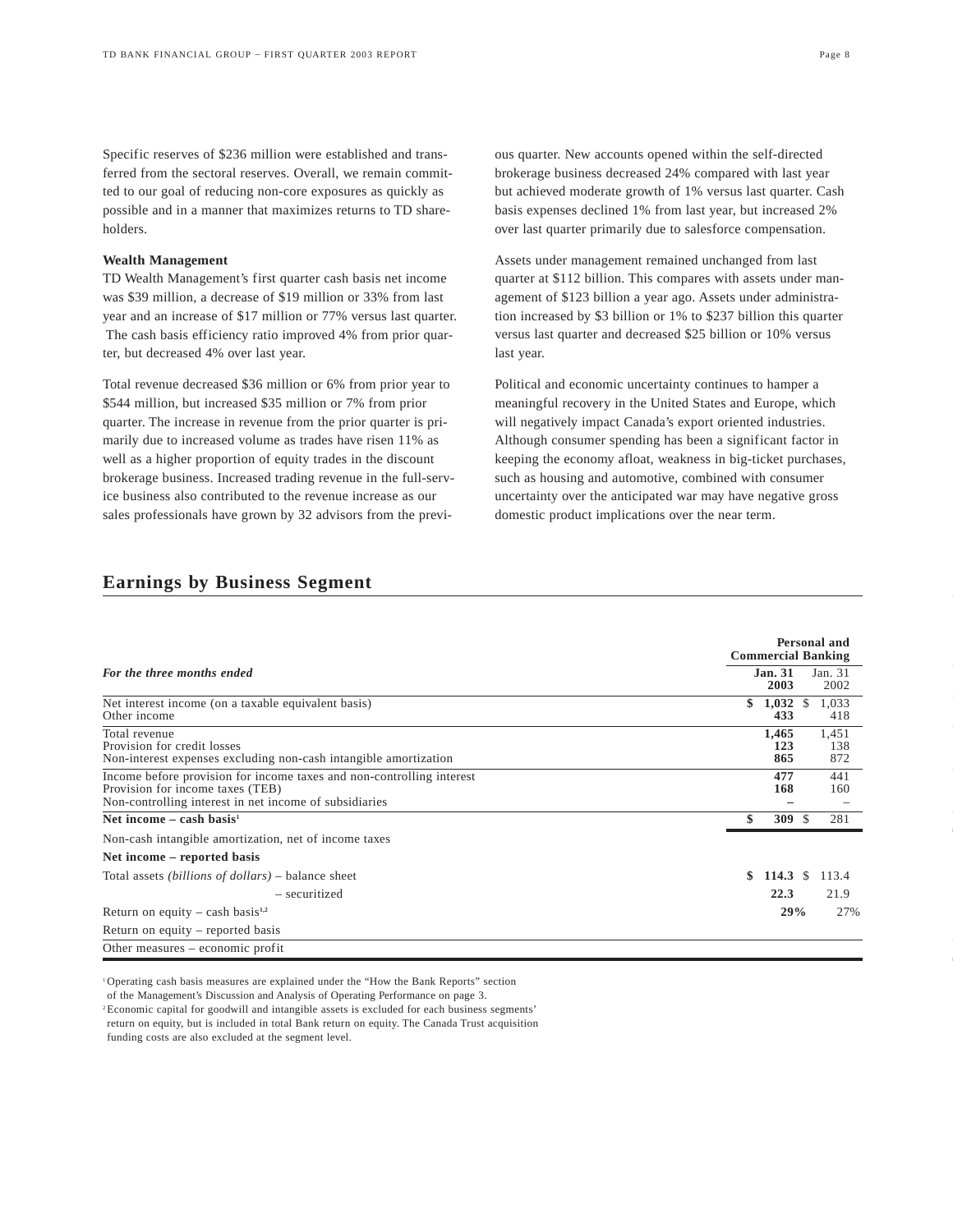Specific reserves of $236 million were established and transferred from the sectoral reserves. Overall, we remain committed to our goal of reducing non-core exposures as quickly as possible and in a manner that maximizes returns to TD shareholders.

**Wealth Management**

TD Wealth Management's first quarter cash basis net income was $39 million, a decrease of $19 million or 33% from last year and an increase of $17 million or 77% versus last quarter. The cash basis efficiency ratio improved 4% from prior quarter, but decreased 4% over last year.

Total revenue decreased $36 million or 6% from prior year to $544 million, but increased $35 million or 7% from prior quarter. The increase in revenue from the prior quarter is primarily due to increased volume as trades have risen 11% as well as a higher proportion of equity trades in the discount brokerage business. Increased trading revenue in the full-service business also contributed to the revenue increase as our sales professionals have grown by 32 advisors from the previous quarter. New accounts opened within the self-directed brokerage business decreased 24% compared with last year but achieved moderate growth of 1% versus last quarter. Cash basis expenses declined 1% from last year, but increased 2% over last quarter primarily due to salesforce compensation.

Assets under management remained unchanged from last quarter at $112 billion. This compares with assets under management of $123 billion a year ago. Assets under administration increased by $3 billion or 1% to $237 billion this quarter versus last quarter and decreased $25 billion or 10% versus last year.

Political and economic uncertainty continues to hamper a meaningful recovery in the United States and Europe, which will negatively impact Canada's export oriented industries. Although consumer spending has been a significant factor in keeping the economy afloat, weakness in big-ticket purchases, such as housing and automotive, combined with consumer uncertainty over the anticipated war may have negative gross domestic product implications over the near term.

## Earnings by Business Segment

| | Personal and Commercial Banking | |
|---|---|---|
| *For the three months ended* | **Jan. 31 2003** | Jan. 31 2002 |
| Net interest income (on a taxable equivalent basis) | **$ 1,032** | $ 1,033 |
| Other income | **433** | 418 |
| Total revenue | **1,465** | 1,451 |
| Provision for credit losses | **123** | 138 |
| Non-interest expenses excluding non-cash intangible amortization | **865** | 872 |
| Income before provision for income taxes and non-controlling interest | **477** | 441 |
| Provision for income taxes (TEB) | **168** | 160 |
| Non-controlling interest in net income of subsidiaries | **–** | – |
| **Net income – cash basis**[1] | **$ 309** | $ 281 |
| Non-cash intangible amortization, net of income taxes | | |
| **Net income – reported basis** | | |
| Total assets *(billions of dollars)* – balance sheet | **$ 114.3** | $ 113.4 |
| – securitized | **22.3** | 21.9 |
| Return on equity – cash basis[1,2] | **29%** | 27% |
| Return on equity – reported basis | | |
| Other measures – economic profit | | |

[1] Operating cash basis measures are explained under the "How the Bank Reports" section of the Management's Discussion and Analysis of Operating Performance on page 3.

[2] Economic capital for goodwill and intangible assets is excluded for each business segments' return on equity, but is included in total Bank return on equity. The Canada Trust acquisition funding costs are also excluded at the segment level.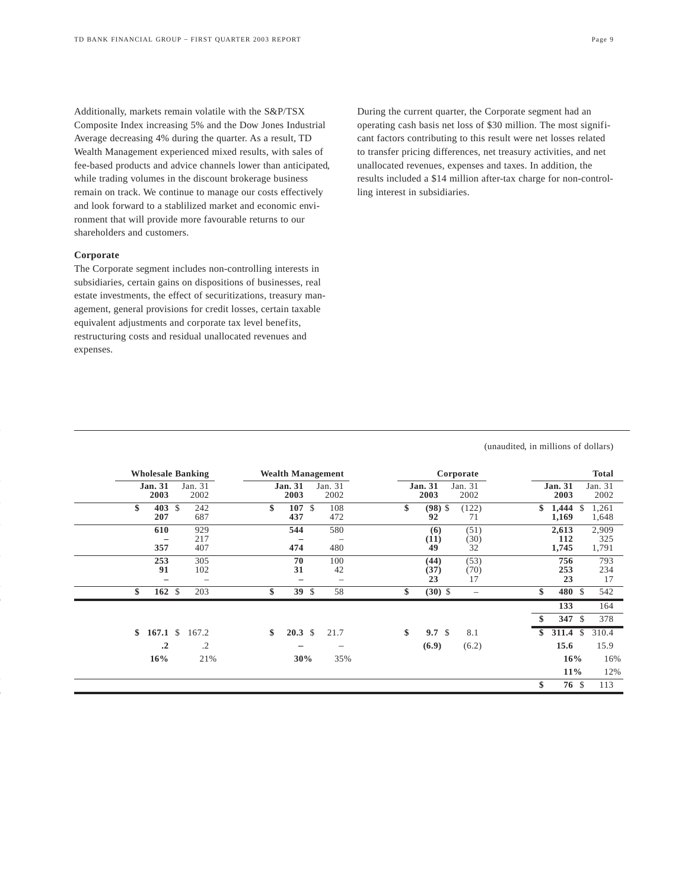Additionally, markets remain volatile with the S&P/TSX Composite Index increasing 5% and the Dow Jones Industrial Average decreasing 4% during the quarter. As a result, TD Wealth Management experienced mixed results, with sales of fee-based products and advice channels lower than anticipated, while trading volumes in the discount brokerage business remain on track. We continue to manage our costs effectively and look forward to a stablilized market and economic environment that will provide more favourable returns to our shareholders and customers.

**Corporate**

The Corporate segment includes non-controlling interests in subsidiaries, certain gains on dispositions of businesses, real estate investments, the effect of securitizations, treasury management, general provisions for credit losses, certain taxable equivalent adjustments and corporate tax level benefits, restructuring costs and residual unallocated revenues and expenses.

During the current quarter, the Corporate segment had an operating cash basis net loss of $30 million. The most significant factors contributing to this result were net losses related to transfer pricing differences, net treasury activities, and net unallocated revenues, expenses and taxes. In addition, the results included a $14 million after-tax charge for non-controlling interest in subsidiaries.

(unaudited, in millions of dollars)

| Wholesale Banking | | Wealth Management | | Corporate | | Total | |
|---|---|---|---|---|---|---|---|
| **Jan. 31 2003** | Jan. 31 2002 | **Jan. 31 2003** | Jan. 31 2002 | **Jan. 31 2003** | Jan. 31 2002 | **Jan. 31 2003** | Jan. 31 2002 |
| **$ 403** | $ 242 | **$ 107** | $ 108 | **$ (98)** | $ (122) | **$ 1,444** | $ 1,261 |
| **207** | 687 | **437** | 472 | **92** | 71 | **1,169** | 1,648 |
| **610** | 929 | **544** | 580 | **(6)** | (51) | **2,613** | 2,909 |
| **–** | 217 | **–** | – | **(11)** | (30) | **112** | 325 |
| **357** | 407 | **474** | 480 | **49** | 32 | **1,745** | 1,791 |
| **253** | 305 | **70** | 100 | **(44)** | (53) | **756** | 793 |
| **91** | 102 | **31** | 42 | **(37)** | (70) | **253** | 234 |
| **–** | – | **–** | – | **23** | 17 | **23** | 17 |
| **$ 162** | $ 203 | **$ 39** | $ 58 | **$ (30)** | $ – | **$ 480** | $ 542 |
| | | | | | | **133** | 164 |
| | | | | | | **$ 347** | $ 378 |
| **$ 167.1** | $ 167.2 | **$ 20.3** | $ 21.7 | **$ 9.7** | $ 8.1 | **$ 311.4** | $ 310.4 |
| **.2** | .2 | **–** | – | **(6.9)** | (6.2) | **15.6** | 15.9 |
| **16%** | 21% | **30%** | 35% | | | **16%** | 16% |
| | | | | | | **11%** | 12% |
| | | | | | | **$ 76** | $ 113 |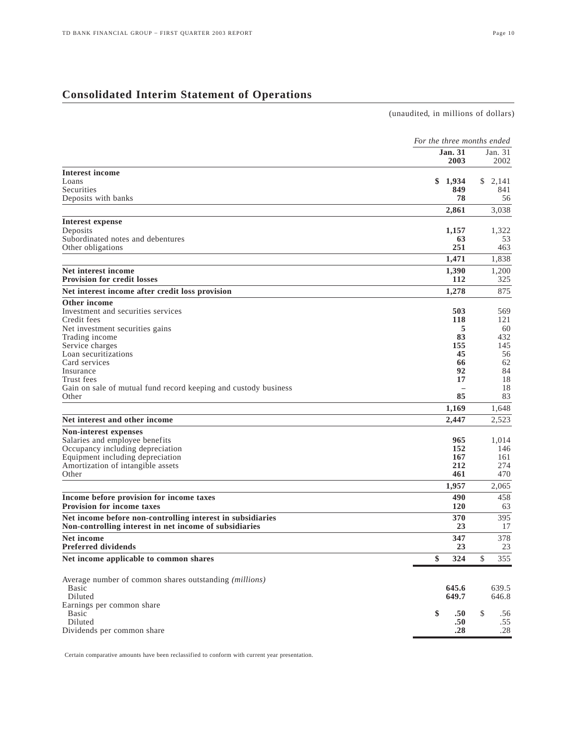## Consolidated Interim Statement of Operations

(unaudited, in millions of dollars)

| | *For the three months ended* | |
|---|---|---|
| | **Jan. 31 2003** | Jan. 31 2002 |
| **Interest income** | | |
| Loans | **$ 1,934** | $ 2,141 |
| Securities | **849** | 841 |
| Deposits with banks | **78** | 56 |
| | **2,861** | 3,038 |
| **Interest expense** | | |
| Deposits | **1,157** | 1,322 |
| Subordinated notes and debentures | **63** | 53 |
| Other obligations | **251** | 463 |
| | **1,471** | 1,838 |
| **Net interest income** | **1,390** | 1,200 |
| **Provision for credit losses** | **112** | 325 |
| **Net interest income after credit loss provision** | **1,278** | 875 |
| **Other income** | | |
| Investment and securities services | **503** | 569 |
| Credit fees | **118** | 121 |
| Net investment securities gains | **5** | 60 |
| Trading income | **83** | 432 |
| Service charges | **155** | 145 |
| Loan securitizations | **45** | 56 |
| Card services | **66** | 62 |
| Insurance | **92** | 84 |
| Trust fees | **17** | 18 |
| Gain on sale of mutual fund record keeping and custody business | **–** | 18 |
| Other | **85** | 83 |
| | **1,169** | 1,648 |
| **Net interest and other income** | **2,447** | 2,523 |
| **Non-interest expenses** | | |
| Salaries and employee benefits | **965** | 1,014 |
| Occupancy including depreciation | **152** | 146 |
| Equipment including depreciation | **167** | 161 |
| Amortization of intangible assets | **212** | 274 |
| Other | **461** | 470 |
| | **1,957** | 2,065 |
| **Income before provision for income taxes** | **490** | 458 |
| **Provision for income taxes** | **120** | 63 |
| **Net income before non-controlling interest in subsidiaries** | **370** | 395 |
| **Non-controlling interest in net income of subsidiaries** | **23** | 17 |
| **Net income** | **347** | 378 |
| **Preferred dividends** | **23** | 23 |
| **Net income applicable to common shares** | **$ 324** | $ 355 |
| Average number of common shares outstanding *(millions)* | | |
| Basic | **645.6** | 639.5 |
| Diluted | **649.7** | 646.8 |
| Earnings per common share | | |
| Basic | **$ .50** | $ .56 |
| Diluted | **.50** | .55 |
| Dividends per common share | **.28** | .28 |

Certain comparative amounts have been reclassified to conform with current year presentation.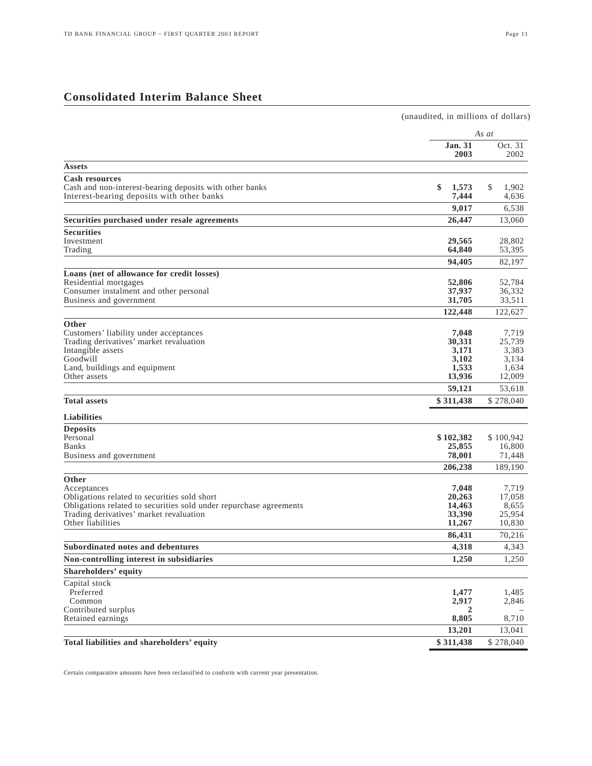## Consolidated Interim Balance Sheet

(unaudited, in millions of dollars)

| | As at | |
|---|---|---|
| | **Jan. 31 2003** | Oct. 31 2002 |
| **Assets** | | |
| **Cash resources** | | |
| Cash and non-interest-bearing deposits with other banks | **$ 1,573** | $ 1,902 |
| Interest-bearing deposits with other banks | **7,444** | 4,636 |
| | **9,017** | 6,538 |
| **Securities purchased under resale agreements** | **26,447** | 13,060 |
| **Securities** | | |
| Investment | **29,565** | 28,802 |
| Trading | **64,840** | 53,395 |
| | **94,405** | 82,197 |
| **Loans (net of allowance for credit losses)** | | |
| Residential mortgages | **52,806** | 52,784 |
| Consumer instalment and other personal | **37,937** | 36,332 |
| Business and government | **31,705** | 33,511 |
| | **122,448** | 122,627 |
| **Other** | | |
| Customers' liability under acceptances | **7,048** | 7,719 |
| Trading derivatives' market revaluation | **30,331** | 25,739 |
| Intangible assets | **3,171** | 3,383 |
| Goodwill | **3,102** | 3,134 |
| Land, buildings and equipment | **1,533** | 1,634 |
| Other assets | **13,936** | 12,009 |
| | **59,121** | 53,618 |
| **Total assets** | **$ 311,438** | $ 278,040 |
| **Liabilities** | | |
| **Deposits** | | |
| Personal | **$ 102,382** | $ 100,942 |
| Banks | **25,855** | 16,800 |
| Business and government | **78,001** | 71,448 |
| | **206,238** | 189,190 |
| **Other** | | |
| Acceptances | **7,048** | 7,719 |
| Obligations related to securities sold short | **20,263** | 17,058 |
| Obligations related to securities sold under repurchase agreements | **14,463** | 8,655 |
| Trading derivatives' market revaluation | **33,390** | 25,954 |
| Other liabilities | **11,267** | 10,830 |
| | **86,431** | 70,216 |
| **Subordinated notes and debentures** | **4,318** | 4,343 |
| **Non-controlling interest in subsidiaries** | **1,250** | 1,250 |
| **Shareholders' equity** | | |
| Capital stock | | |
| Preferred | **1,477** | 1,485 |
| Common | **2,917** | 2,846 |
| Contributed surplus | **2** | – |
| Retained earnings | **8,805** | 8,710 |
| | **13,201** | 13,041 |
| **Total liabilities and shareholders' equity** | **$ 311,438** | $ 278,040 |

Certain comparative amounts have been reclassified to conform with current year presentation.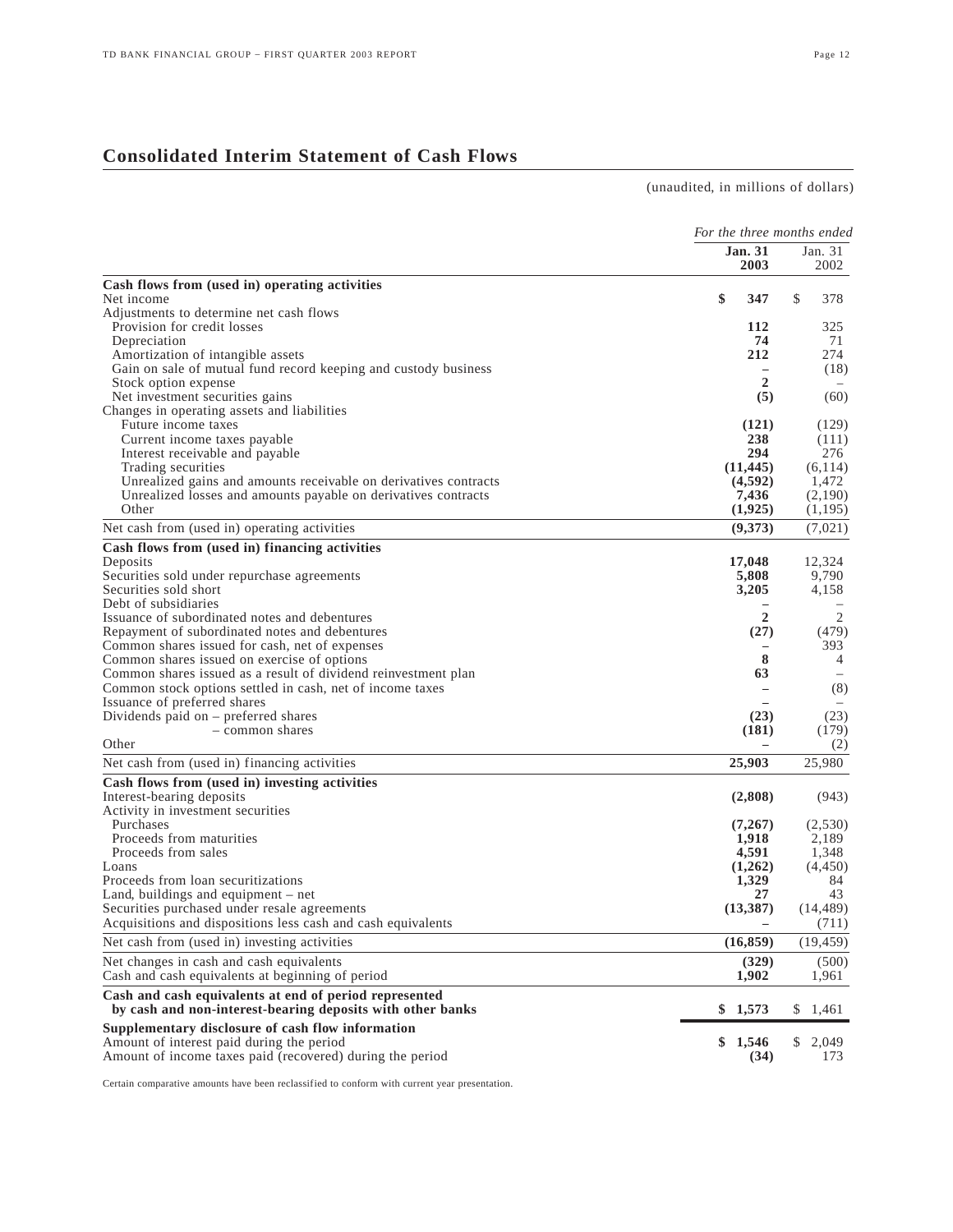## Consolidated Interim Statement of Cash Flows

(unaudited, in millions of dollars)

| | *For the three months ended* | |
|---|---|---|
| | **Jan. 31 2003** | Jan. 31 2002 |
| **Cash flows from (used in) operating activities** | | |
| Net income | **$ 347** | $ 378 |
| Adjustments to determine net cash flows | | |
| Provision for credit losses | **112** | 325 |
| Depreciation | **74** | 71 |
| Amortization of intangible assets | **212** | 274 |
| Gain on sale of mutual fund record keeping and custody business | **–** | (18) |
| Stock option expense | **2** | – |
| Net investment securities gains | **(5)** | (60) |
| Changes in operating assets and liabilities | | |
| Future income taxes | **(121)** | (129) |
| Current income taxes payable | **238** | (111) |
| Interest receivable and payable | **294** | 276 |
| Trading securities | **(11,445)** | (6,114) |
| Unrealized gains and amounts receivable on derivatives contracts | **(4,592)** | 1,472 |
| Unrealized losses and amounts payable on derivatives contracts | **7,436** | (2,190) |
| Other | **(1,925)** | (1,195) |
| Net cash from (used in) operating activities | **(9,373)** | (7,021) |
| **Cash flows from (used in) financing activities** | | |
| Deposits | **17,048** | 12,324 |
| Securities sold under repurchase agreements | **5,808** | 9,790 |
| Securities sold short | **3,205** | 4,158 |
| Debt of subsidiaries | **–** | – |
| Issuance of subordinated notes and debentures | **2** | 2 |
| Repayment of subordinated notes and debentures | **(27)** | (479) |
| Common shares issued for cash, net of expenses | **–** | 393 |
| Common shares issued on exercise of options | **8** | 4 |
| Common shares issued as a result of dividend reinvestment plan | **63** | – |
| Common stock options settled in cash, net of income taxes | **–** | (8) |
| Issuance of preferred shares | **–** | – |
| Dividends paid on – preferred shares | **(23)** | (23) |
| – common shares | **(181)** | (179) |
| Other | **–** | (2) |
| Net cash from (used in) financing activities | **25,903** | 25,980 |
| **Cash flows from (used in) investing activities** | | |
| Interest-bearing deposits | **(2,808)** | (943) |
| Activity in investment securities | | |
| Purchases | **(7,267)** | (2,530) |
| Proceeds from maturities | **1,918** | 2,189 |
| Proceeds from sales | **4,591** | 1,348 |
| Loans | **(1,262)** | (4,450) |
| Proceeds from loan securitizations | **1,329** | 84 |
| Land, buildings and equipment – net | **27** | 43 |
| Securities purchased under resale agreements | **(13,387)** | (14,489) |
| Acquisitions and dispositions less cash and cash equivalents | **–** | (711) |
| Net cash from (used in) investing activities | **(16,859)** | (19,459) |
| Net changes in cash and cash equivalents | **(329)** | (500) |
| Cash and cash equivalents at beginning of period | **1,902** | 1,961 |
| **Cash and cash equivalents at end of period represented by cash and non-interest-bearing deposits with other banks** | **$ 1,573** | $ 1,461 |
| **Supplementary disclosure of cash flow information** | | |
| Amount of interest paid during the period | **$ 1,546** | $ 2,049 |
| Amount of income taxes paid (recovered) during the period | **(34)** | 173 |

Certain comparative amounts have been reclassified to conform with current year presentation.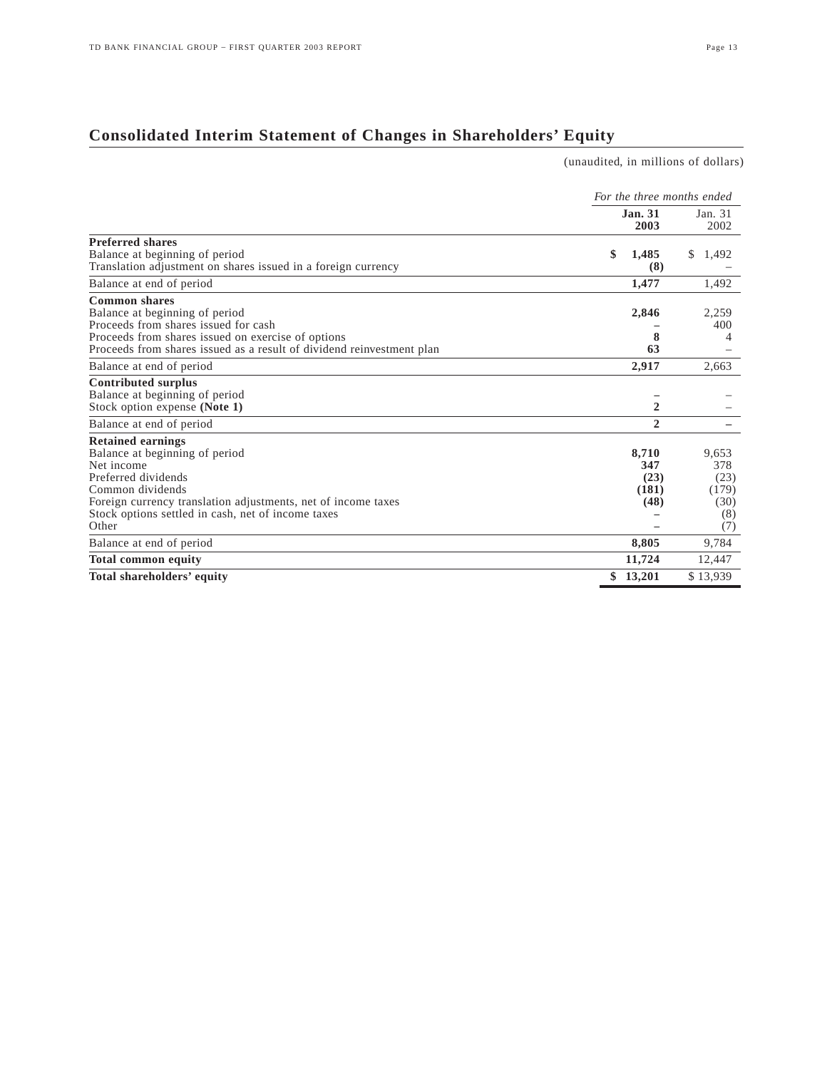## Consolidated Interim Statement of Changes in Shareholders' Equity

(unaudited, in millions of dollars)

| | *For the three months ended* | |
|---|---|---|
| | **Jan. 31 2003** | Jan. 31 2002 |
| **Preferred shares** | | |
| Balance at beginning of period | **$ 1,485** | $ 1,492 |
| Translation adjustment on shares issued in a foreign currency | **(8)** | – |
| Balance at end of period | **1,477** | 1,492 |
| **Common shares** | | |
| Balance at beginning of period | **2,846** | 2,259 |
| Proceeds from shares issued for cash | **–** | 400 |
| Proceeds from shares issued on exercise of options | **8** | 4 |
| Proceeds from shares issued as a result of dividend reinvestment plan | **63** | – |
| Balance at end of period | **2,917** | 2,663 |
| **Contributed surplus** | | |
| Balance at beginning of period | **–** | – |
| Stock option expense **(Note 1)** | **2** | – |
| Balance at end of period | **2** | – |
| **Retained earnings** | | |
| Balance at beginning of period | **8,710** | 9,653 |
| Net income | **347** | 378 |
| Preferred dividends | **(23)** | (23) |
| Common dividends | **(181)** | (179) |
| Foreign currency translation adjustments, net of income taxes | **(48)** | (30) |
| Stock options settled in cash, net of income taxes | **–** | (8) |
| Other | **–** | (7) |
| Balance at end of period | **8,805** | 9,784 |
| **Total common equity** | **11,724** | 12,447 |
| **Total shareholders' equity** | **$ 13,201** | $ 13,939 |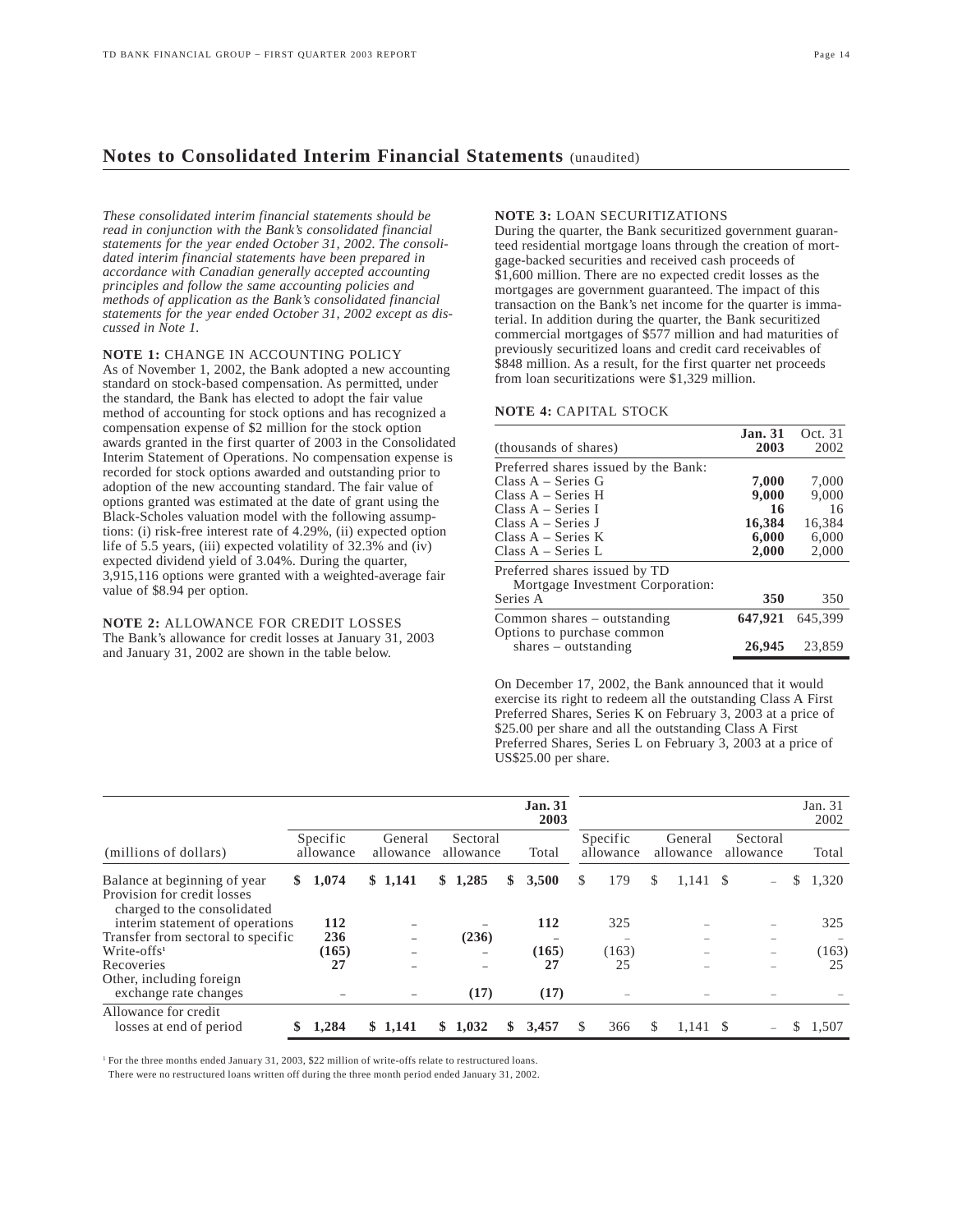## Notes to Consolidated Interim Financial Statements (unaudited)

*These consolidated interim financial statements should be read in conjunction with the Bank's consolidated financial statements for the year ended October 31, 2002. The consolidated interim financial statements have been prepared in accordance with Canadian generally accepted accounting principles and follow the same accounting policies and methods of application as the Bank's consolidated financial statements for the year ended October 31, 2002 except as discussed in Note 1.*

**NOTE 1:** CHANGE IN ACCOUNTING POLICY

As of November 1, 2002, the Bank adopted a new accounting standard on stock-based compensation. As permitted, under the standard, the Bank has elected to adopt the fair value method of accounting for stock options and has recognized a compensation expense of $2 million for the stock option awards granted in the first quarter of 2003 in the Consolidated Interim Statement of Operations. No compensation expense is recorded for stock options awarded and outstanding prior to adoption of the new accounting standard. The fair value of options granted was estimated at the date of grant using the Black-Scholes valuation model with the following assumptions: (i) risk-free interest rate of 4.29%, (ii) expected option life of 5.5 years, (iii) expected volatility of 32.3% and (iv) expected dividend yield of 3.04%. During the quarter, 3,915,116 options were granted with a weighted-average fair value of $8.94 per option.

**NOTE 2:** ALLOWANCE FOR CREDIT LOSSES

The Bank's allowance for credit losses at January 31, 2003 and January 31, 2002 are shown in the table below.

**NOTE 3:** LOAN SECURITIZATIONS

During the quarter, the Bank securitized government guaranteed residential mortgage loans through the creation of mortgage-backed securities and received cash proceeds of $1,600 million. There are no expected credit losses as the mortgages are government guaranteed. The impact of this transaction on the Bank's net income for the quarter is immaterial. In addition during the quarter, the Bank securitized commercial mortgages of $577 million and had maturities of previously securitized loans and credit card receivables of $848 million. As a result, for the first quarter net proceeds from loan securitizations were $1,329 million.

**NOTE 4:** CAPITAL STOCK

| (thousands of shares) | **Jan. 31 2003** | Oct. 31 2002 |
|---|---|---|
| Preferred shares issued by the Bank: | | |
| Class A – Series G | **7,000** | 7,000 |
| Class A – Series H | **9,000** | 9,000 |
| Class A – Series I | **16** | 16 |
| Class A – Series J | **16,384** | 16,384 |
| Class A – Series K | **6,000** | 6,000 |
| Class A – Series L | **2,000** | 2,000 |
| Preferred shares issued by TD Mortgage Investment Corporation: Series A | **350** | 350 |
| Common shares – outstanding | **647,921** | 645,399 |
| Options to purchase common shares – outstanding | **26,945** | 23,859 |

On December 17, 2002, the Bank announced that it would exercise its right to redeem all the outstanding Class A First Preferred Shares, Series K on February 3, 2003 at a price of $25.00 per share and all the outstanding Class A First Preferred Shares, Series L on February 3, 2003 at a price of US$25.00 per share.

| | | | | **Jan. 31 2003** | | | | Jan. 31 2002 |
|---|---|---|---|---|---|---|---|---|
| (millions of dollars) | Specific allowance | General allowance | Sectoral allowance | Total | Specific allowance | General allowance | Sectoral allowance | Total |
| Balance at beginning of year | **$ 1,074** | **$ 1,141** | **$ 1,285** | **$ 3,500** | $ 179 | $ 1,141 | $ – | $ 1,320 |
| Provision for credit losses charged to the consolidated interim statement of operations | **112** | – | – | **112** | 325 | – | – | 325 |
| Transfer from sectoral to specific | **236** | – | **(236)** | – | – | – | – | – |
| Write-offs[1] | **(165)** | – | – | **(165)** | (163) | – | – | (163) |
| Recoveries | **27** | – | – | **27** | 25 | – | – | 25 |
| Other, including foreign exchange rate changes | – | – | **(17)** | **(17)** | – | – | – | – |
| Allowance for credit losses at end of period | **$ 1,284** | **$ 1,141** | **$ 1,032** | **$ 3,457** | $ 366 | $ 1,141 | $ – | $ 1,507 |

[1] For the three months ended January 31, 2003, $22 million of write-offs relate to restructured loans. There were no restructured loans written off during the three month period ended January 31, 2002.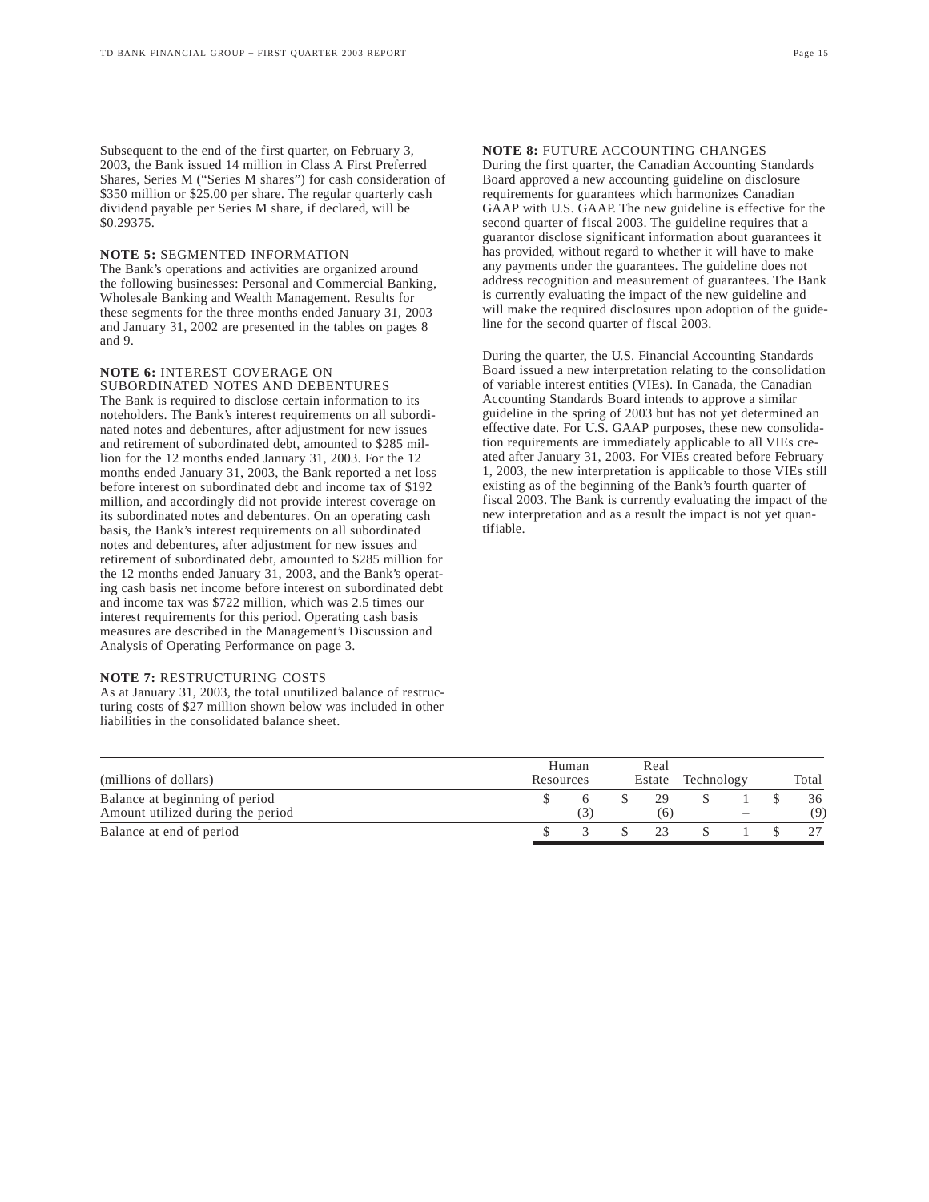Subsequent to the end of the first quarter, on February 3, 2003, the Bank issued 14 million in Class A First Preferred Shares, Series M ("Series M shares") for cash consideration of $350 million or $25.00 per share. The regular quarterly cash dividend payable per Series M share, if declared, will be $0.29375.

**NOTE 5:** SEGMENTED INFORMATION

The Bank's operations and activities are organized around the following businesses: Personal and Commercial Banking, Wholesale Banking and Wealth Management. Results for these segments for the three months ended January 31, 2003 and January 31, 2002 are presented in the tables on pages 8 and 9.

**NOTE 6:** INTEREST COVERAGE ON SUBORDINATED NOTES AND DEBENTURES

The Bank is required to disclose certain information to its noteholders. The Bank's interest requirements on all subordinated notes and debentures, after adjustment for new issues and retirement of subordinated debt, amounted to $285 million for the 12 months ended January 31, 2003. For the 12 months ended January 31, 2003, the Bank reported a net loss before interest on subordinated debt and income tax of $192 million, and accordingly did not provide interest coverage on its subordinated notes and debentures. On an operating cash basis, the Bank's interest requirements on all subordinated notes and debentures, after adjustment for new issues and retirement of subordinated debt, amounted to $285 million for the 12 months ended January 31, 2003, and the Bank's operating cash basis net income before interest on subordinated debt and income tax was $722 million, which was 2.5 times our interest requirements for this period. Operating cash basis measures are described in the Management's Discussion and Analysis of Operating Performance on page 3.

**NOTE 7:** RESTRUCTURING COSTS

As at January 31, 2003, the total unutilized balance of restructuring costs of $27 million shown below was included in other liabilities in the consolidated balance sheet.

| (millions of dollars) | Human Resources | Real Estate | Technology | Total |
|---|---|---|---|---|
| Balance at beginning of period | $ 6 | $ 29 | $ 1 | $ 36 |
| Amount utilized during the period | (3) | (6) | – | (9) |
| Balance at end of period | $ 3 | $ 23 | $ 1 | $ 27 |

**NOTE 8:** FUTURE ACCOUNTING CHANGES

During the first quarter, the Canadian Accounting Standards Board approved a new accounting guideline on disclosure requirements for guarantees which harmonizes Canadian GAAP with U.S. GAAP. The new guideline is effective for the second quarter of fiscal 2003. The guideline requires that a guarantor disclose significant information about guarantees it has provided, without regard to whether it will have to make any payments under the guarantees. The guideline does not address recognition and measurement of guarantees. The Bank is currently evaluating the impact of the new guideline and will make the required disclosures upon adoption of the guideline for the second quarter of fiscal 2003.

During the quarter, the U.S. Financial Accounting Standards Board issued a new interpretation relating to the consolidation of variable interest entities (VIEs). In Canada, the Canadian Accounting Standards Board intends to approve a similar guideline in the spring of 2003 but has not yet determined an effective date. For U.S. GAAP purposes, these new consolidation requirements are immediately applicable to all VIEs created after January 31, 2003. For VIEs created before February 1, 2003, the new interpretation is applicable to those VIEs still existing as of the beginning of the Bank's fourth quarter of fiscal 2003. The Bank is currently evaluating the impact of the new interpretation and as a result the impact is not yet quantifiable.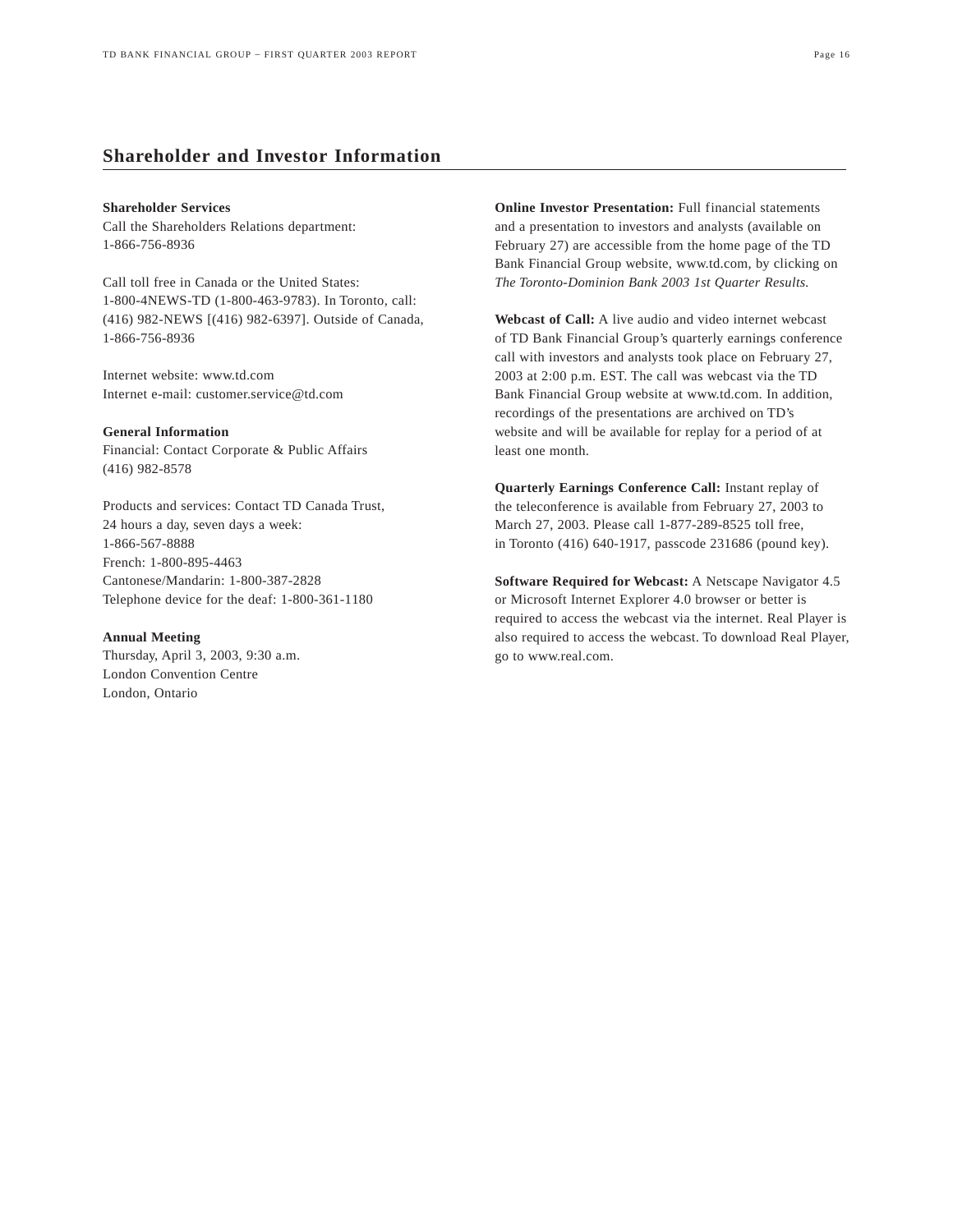## Shareholder and Investor Information

**Shareholder Services**
Call the Shareholders Relations department:
1-866-756-8936

Call toll free in Canada or the United States:
1-800-4NEWS-TD (1-800-463-9783). In Toronto, call:
(416) 982-NEWS [(416) 982-6397]. Outside of Canada,
1-866-756-8936

Internet website: www.td.com
Internet e-mail: customer.service@td.com

**General Information**
Financial: Contact Corporate & Public Affairs
(416) 982-8578

Products and services: Contact TD Canada Trust,
24 hours a day, seven days a week:
1-866-567-8888
French: 1-800-895-4463
Cantonese/Mandarin: 1-800-387-2828
Telephone device for the deaf: 1-800-361-1180

**Annual Meeting**
Thursday, April 3, 2003, 9:30 a.m.
London Convention Centre
London, Ontario

**Online Investor Presentation:** Full financial statements and a presentation to investors and analysts (available on February 27) are accessible from the home page of the TD Bank Financial Group website, www.td.com, by clicking on *The Toronto-Dominion Bank 2003 1st Quarter Results.*

**Webcast of Call:** A live audio and video internet webcast of TD Bank Financial Group's quarterly earnings conference call with investors and analysts took place on February 27, 2003 at 2:00 p.m. EST. The call was webcast via the TD Bank Financial Group website at www.td.com. In addition, recordings of the presentations are archived on TD's website and will be available for replay for a period of at least one month.

**Quarterly Earnings Conference Call:** Instant replay of the teleconference is available from February 27, 2003 to March 27, 2003. Please call 1-877-289-8525 toll free, in Toronto (416) 640-1917, passcode 231686 (pound key).

**Software Required for Webcast:** A Netscape Navigator 4.5 or Microsoft Internet Explorer 4.0 browser or better is required to access the webcast via the internet. Real Player is also required to access the webcast. To download Real Player, go to www.real.com.